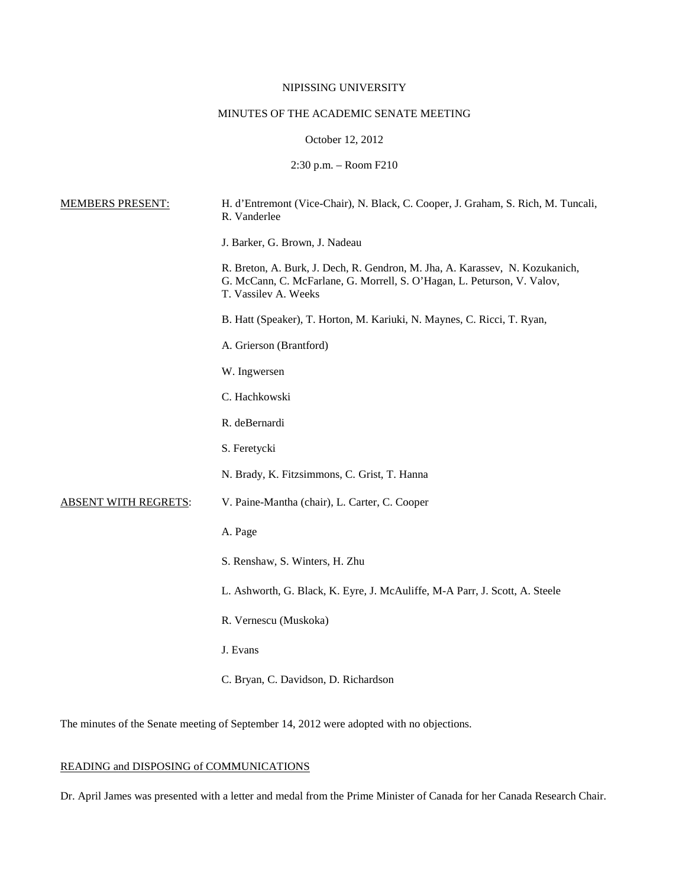NIPISSING UNIVERSITY

MINUTES OF THE ACADEMIC SENATE MEETING

October 12, 2012

2:30 p.m. – Room F210

MEMBERS PRESENT:

H. d'Entremont (Vice-Chair), N. Black, C. Cooper, J. Graham, S. Rich, M. Tuncali, R. Vanderlee

J. Barker, G. Brown, J. Nadeau

R. Breton, A. Burk, J. Dech, R. Gendron, M. Jha, A. Karassev, N. Kozukanich, G. McCann, C. McFarlane, G. Morrell, S. O'Hagan, L. Peturson, V. Valov, T. Vassilev A. Weeks

B. Hatt (Speaker), T. Horton, M. Kariuki, N. Maynes, C. Ricci, T. Ryan,

A. Grierson (Brantford)

W. Ingwersen

C. Hachkowski

R. deBernardi

S. Feretycki

N. Brady, K. Fitzsimmons, C. Grist, T. Hanna

ABSENT WITH REGRETS:

V. Paine-Mantha (chair), L. Carter, C. Cooper

A. Page

S. Renshaw, S. Winters, H. Zhu

L. Ashworth, G. Black, K. Eyre, J. McAuliffe, M-A Parr, J. Scott, A. Steele

R. Vernescu (Muskoka)

J. Evans

C. Bryan, C. Davidson, D. Richardson

The minutes of the Senate meeting of September 14, 2012 were adopted with no objections.

READING and DISPOSING of COMMUNICATIONS

Dr. April James was presented with a letter and medal from the Prime Minister of Canada for her Canada Research Chair.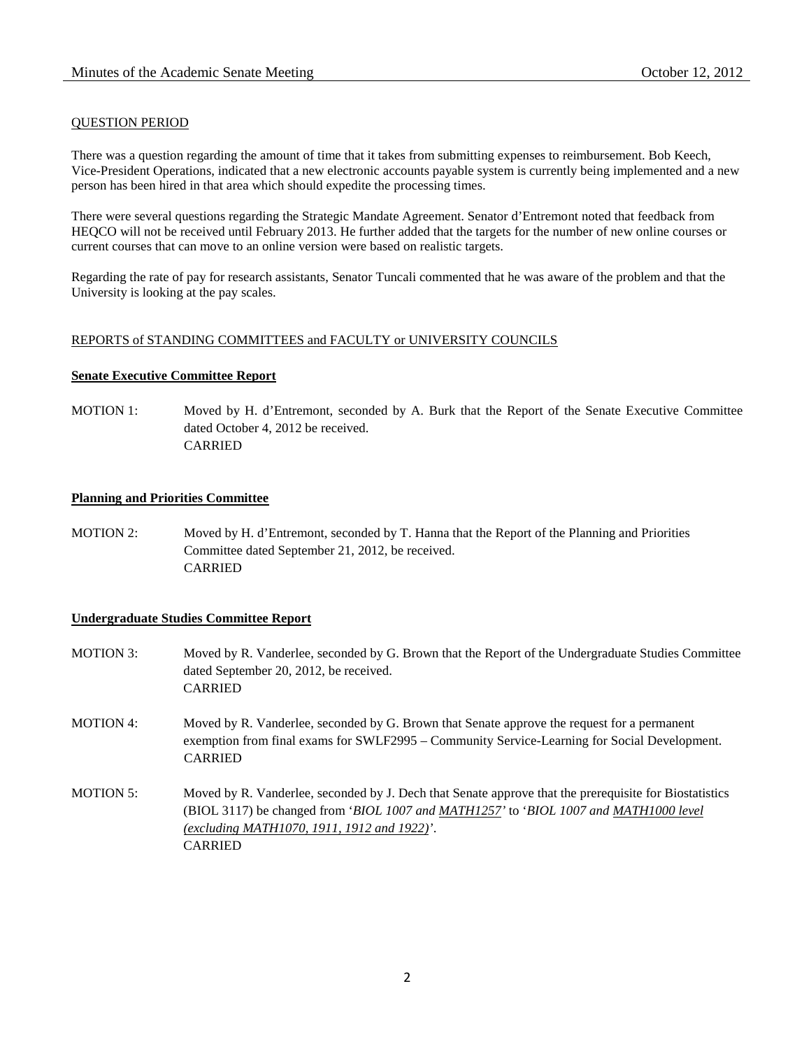QUESTION PERIOD

There was a question regarding the amount of time that it takes from submitting expenses to reimbursement. Bob Keech, Vice-President Operations, indicated that a new electronic accounts payable system is currently being implemented and a new person has been hired in that area which should expedite the processing times.

There were several questions regarding the Strategic Mandate Agreement. Senator d'Entremont noted that feedback from HEQCO will not be received until February 2013. He further added that the targets for the number of new online courses or current courses that can move to an online version were based on realistic targets.

Regarding the rate of pay for research assistants, Senator Tuncali commented that he was aware of the problem and that the University is looking at the pay scales.

REPORTS of STANDING COMMITTEES and FACULTY or UNIVERSITY COUNCILS

**Senate Executive Committee Report**

MOTION 1: Moved by H. d'Entremont, seconded by A. Burk that the Report of the Senate Executive Committee dated October 4, 2012 be received.
CARRIED

**Planning and Priorities Committee**

MOTION 2: Moved by H. d'Entremont, seconded by T. Hanna that the Report of the Planning and Priorities Committee dated September 21, 2012, be received.
CARRIED

**Undergraduate Studies Committee Report**

MOTION 3: Moved by R. Vanderlee, seconded by G. Brown that the Report of the Undergraduate Studies Committee dated September 20, 2012, be received.
CARRIED

MOTION 4: Moved by R. Vanderlee, seconded by G. Brown that Senate approve the request for a permanent exemption from final exams for SWLF2995 – Community Service-Learning for Social Development.
CARRIED

MOTION 5: Moved by R. Vanderlee, seconded by J. Dech that Senate approve that the prerequisite for Biostatistics (BIOL 3117) be changed from '*BIOL 1007 and MATH1257*' to '*BIOL 1007 and MATH1000 level (excluding MATH1070, 1911, 1912 and 1922)*'.
CARRIED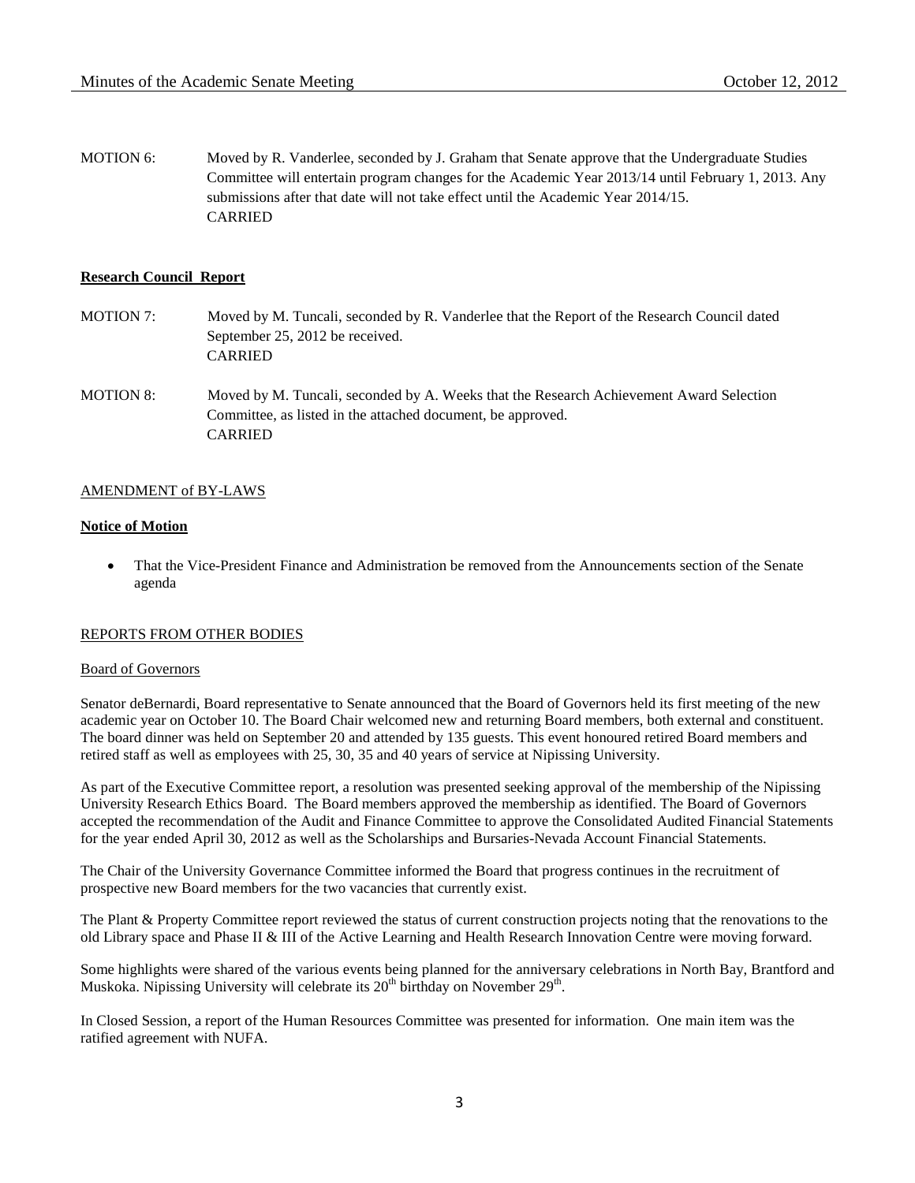MOTION 6: Moved by R. Vanderlee, seconded by J. Graham that Senate approve that the Undergraduate Studies Committee will entertain program changes for the Academic Year 2013/14 until February 1, 2013. Any submissions after that date will not take effect until the Academic Year 2014/15.
CARRIED

**Research Council Report**

MOTION 7: Moved by M. Tuncali, seconded by R. Vanderlee that the Report of the Research Council dated September 25, 2012 be received.
CARRIED

MOTION 8: Moved by M. Tuncali, seconded by A. Weeks that the Research Achievement Award Selection Committee, as listed in the attached document, be approved.
CARRIED

AMENDMENT of BY-LAWS

**Notice of Motion**

- That the Vice-President Finance and Administration be removed from the Announcements section of the Senate agenda

REPORTS FROM OTHER BODIES

Board of Governors

Senator deBernardi, Board representative to Senate announced that the Board of Governors held its first meeting of the new academic year on October 10. The Board Chair welcomed new and returning Board members, both external and constituent. The board dinner was held on September 20 and attended by 135 guests. This event honoured retired Board members and retired staff as well as employees with 25, 30, 35 and 40 years of service at Nipissing University.

As part of the Executive Committee report, a resolution was presented seeking approval of the membership of the Nipissing University Research Ethics Board. The Board members approved the membership as identified. The Board of Governors accepted the recommendation of the Audit and Finance Committee to approve the Consolidated Audited Financial Statements for the year ended April 30, 2012 as well as the Scholarships and Bursaries-Nevada Account Financial Statements.

The Chair of the University Governance Committee informed the Board that progress continues in the recruitment of prospective new Board members for the two vacancies that currently exist.

The Plant & Property Committee report reviewed the status of current construction projects noting that the renovations to the old Library space and Phase II & III of the Active Learning and Health Research Innovation Centre were moving forward.

Some highlights were shared of the various events being planned for the anniversary celebrations in North Bay, Brantford and Muskoka. Nipissing University will celebrate its 20th birthday on November 29th.

In Closed Session, a report of the Human Resources Committee was presented for information. One main item was the ratified agreement with NUFA.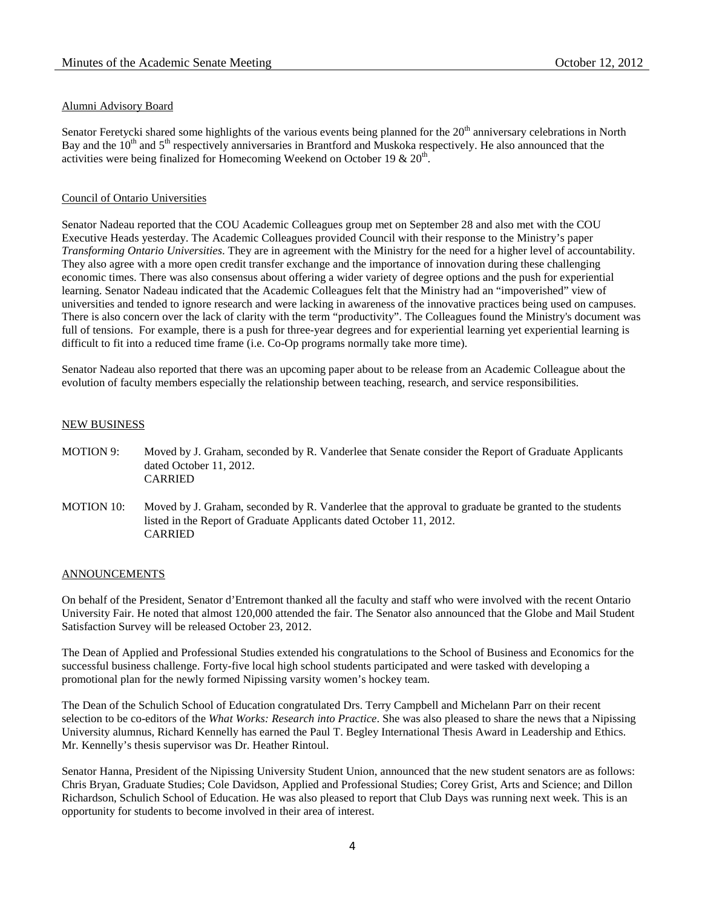Alumni Advisory Board

Senator Feretycki shared some highlights of the various events being planned for the 20th anniversary celebrations in North Bay and the 10th and 5th respectively anniversaries in Brantford and Muskoka respectively. He also announced that the activities were being finalized for Homecoming Weekend on October 19 & 20th.

Council of Ontario Universities

Senator Nadeau reported that the COU Academic Colleagues group met on September 28 and also met with the COU Executive Heads yesterday. The Academic Colleagues provided Council with their response to the Ministry's paper *Transforming Ontario Universities*. They are in agreement with the Ministry for the need for a higher level of accountability. They also agree with a more open credit transfer exchange and the importance of innovation during these challenging economic times. There was also consensus about offering a wider variety of degree options and the push for experiential learning. Senator Nadeau indicated that the Academic Colleagues felt that the Ministry had an "impoverished" view of universities and tended to ignore research and were lacking in awareness of the innovative practices being used on campuses. There is also concern over the lack of clarity with the term "productivity". The Colleagues found the Ministry's document was full of tensions. For example, there is a push for three-year degrees and for experiential learning yet experiential learning is difficult to fit into a reduced time frame (i.e. Co-Op programs normally take more time).

Senator Nadeau also reported that there was an upcoming paper about to be release from an Academic Colleague about the evolution of faculty members especially the relationship between teaching, research, and service responsibilities.

NEW BUSINESS

MOTION 9: Moved by J. Graham, seconded by R. Vanderlee that Senate consider the Report of Graduate Applicants dated October 11, 2012.
CARRIED

MOTION 10: Moved by J. Graham, seconded by R. Vanderlee that the approval to graduate be granted to the students listed in the Report of Graduate Applicants dated October 11, 2012.
CARRIED

ANNOUNCEMENTS

On behalf of the President, Senator d'Entremont thanked all the faculty and staff who were involved with the recent Ontario University Fair. He noted that almost 120,000 attended the fair. The Senator also announced that the Globe and Mail Student Satisfaction Survey will be released October 23, 2012.

The Dean of Applied and Professional Studies extended his congratulations to the School of Business and Economics for the successful business challenge. Forty-five local high school students participated and were tasked with developing a promotional plan for the newly formed Nipissing varsity women's hockey team.

The Dean of the Schulich School of Education congratulated Drs. Terry Campbell and Michelann Parr on their recent selection to be co-editors of the *What Works: Research into Practice*. She was also pleased to share the news that a Nipissing University alumnus, Richard Kennelly has earned the Paul T. Begley International Thesis Award in Leadership and Ethics. Mr. Kennelly's thesis supervisor was Dr. Heather Rintoul.

Senator Hanna, President of the Nipissing University Student Union, announced that the new student senators are as follows: Chris Bryan, Graduate Studies; Cole Davidson, Applied and Professional Studies; Corey Grist, Arts and Science; and Dillon Richardson, Schulich School of Education. He was also pleased to report that Club Days was running next week. This is an opportunity for students to become involved in their area of interest.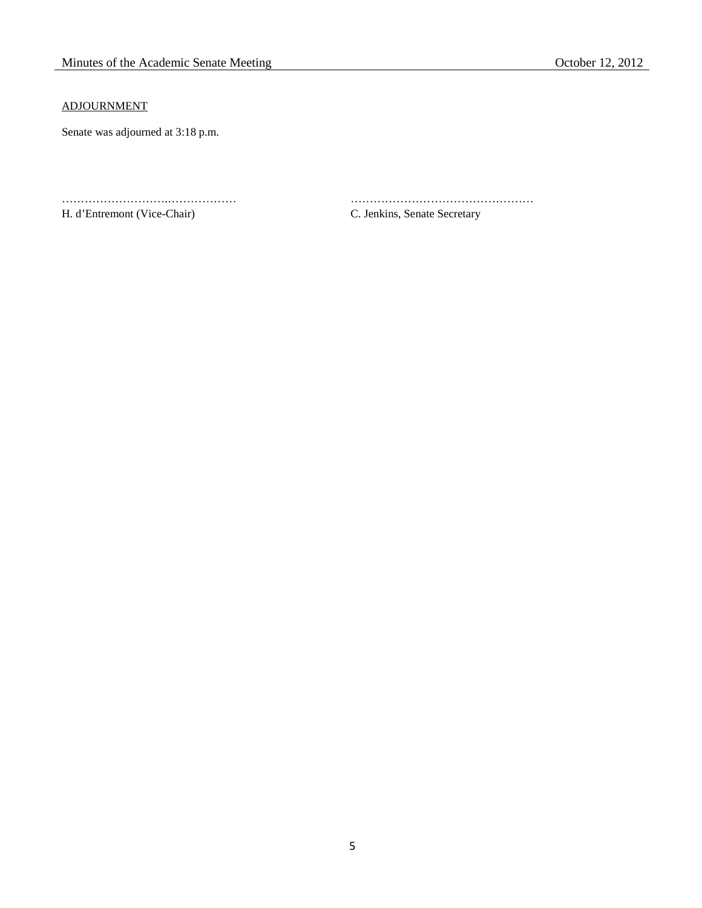ADJOURNMENT

Senate was adjourned at 3:18 p.m.

………………………..………………
H. d'Entremont (Vice-Chair)

…………………………………………
C. Jenkins, Senate Secretary